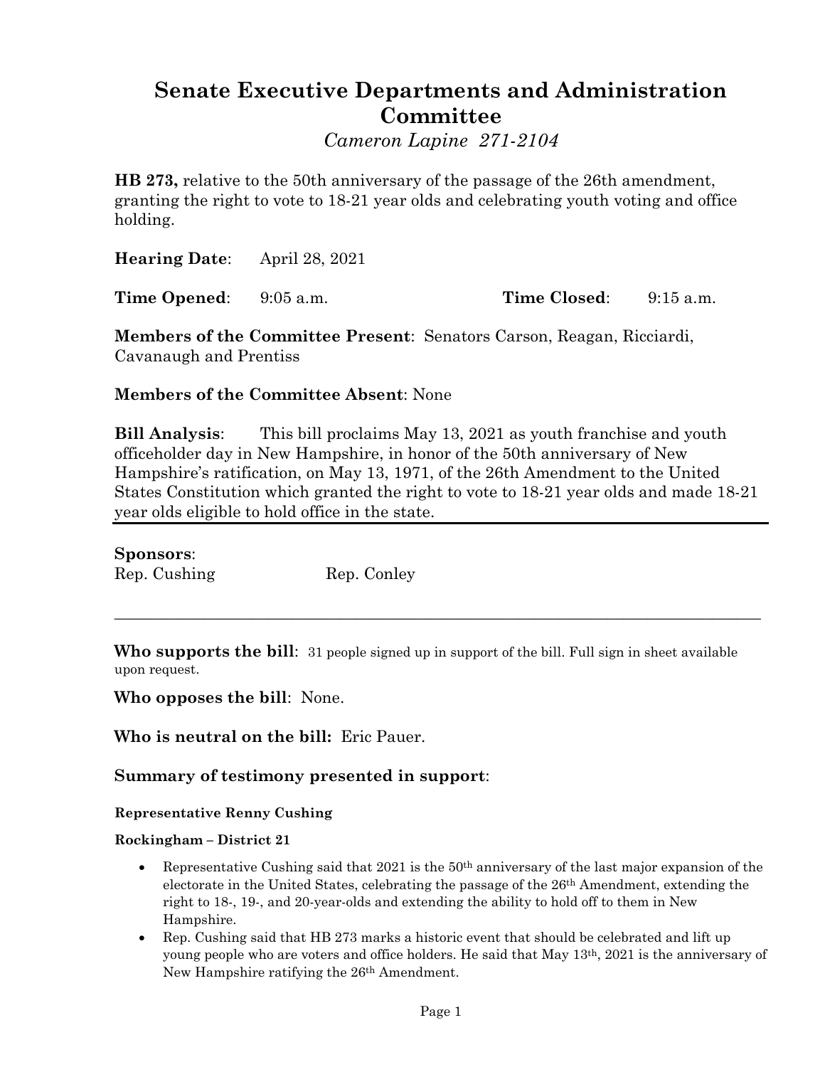# Senate Executive Departments and Administration Committee

*Cameron Lapine 271-2104*

**HB 273,** relative to the 50th anniversary of the passage of the 26th amendment, granting the right to vote to 18-21 year olds and celebrating youth voting and office holding.

**Hearing Date**: April 28, 2021

**Time Opened**: 9:05 a.m. **Time Closed**: 9:15 a.m.

**Members of the Committee Present**: Senators Carson, Reagan, Ricciardi, Cavanaugh and Prentiss

**Members of the Committee Absent**: None

**Bill Analysis**: This bill proclaims May 13, 2021 as youth franchise and youth officeholder day in New Hampshire, in honor of the 50th anniversary of New Hampshire's ratification, on May 13, 1971, of the 26th Amendment to the United States Constitution which granted the right to vote to 18-21 year olds and made 18-21 year olds eligible to hold office in the state.

---

**Sponsors**:
Rep. Cushing Rep. Conley

---

**Who supports the bill**: 31 people signed up in support of the bill. Full sign in sheet available upon request.

**Who opposes the bill**: None.

**Who is neutral on the bill:** Eric Pauer.

**Summary of testimony presented in support**:

**Representative Renny Cushing**

**Rockingham – District 21**

- Representative Cushing said that 2021 is the 50th anniversary of the last major expansion of the electorate in the United States, celebrating the passage of the 26th Amendment, extending the right to 18-, 19-, and 20-year-olds and extending the ability to hold off to them in New Hampshire.
- Rep. Cushing said that HB 273 marks a historic event that should be celebrated and lift up young people who are voters and office holders. He said that May 13th, 2021 is the anniversary of New Hampshire ratifying the 26th Amendment.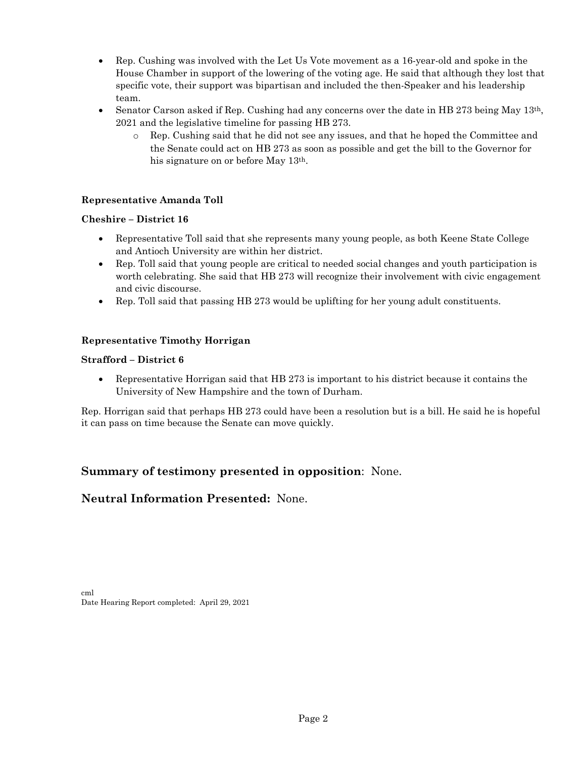- Rep. Cushing was involved with the Let Us Vote movement as a 16-year-old and spoke in the House Chamber in support of the lowering of the voting age. He said that although they lost that specific vote, their support was bipartisan and included the then-Speaker and his leadership team.
- Senator Carson asked if Rep. Cushing had any concerns over the date in HB 273 being May 13th, 2021 and the legislative timeline for passing HB 273.
  - Rep. Cushing said that he did not see any issues, and that he hoped the Committee and the Senate could act on HB 273 as soon as possible and get the bill to the Governor for his signature on or before May 13th.

**Representative Amanda Toll**

**Cheshire – District 16**

- Representative Toll said that she represents many young people, as both Keene State College and Antioch University are within her district.
- Rep. Toll said that young people are critical to needed social changes and youth participation is worth celebrating. She said that HB 273 will recognize their involvement with civic engagement and civic discourse.
- Rep. Toll said that passing HB 273 would be uplifting for her young adult constituents.

**Representative Timothy Horrigan**

**Strafford – District 6**

- Representative Horrigan said that HB 273 is important to his district because it contains the University of New Hampshire and the town of Durham.

Rep. Horrigan said that perhaps HB 273 could have been a resolution but is a bill. He said he is hopeful it can pass on time because the Senate can move quickly.

## **Summary of testimony presented in opposition**: None.

## **Neutral Information Presented:** None.

cml
Date Hearing Report completed: April 29, 2021